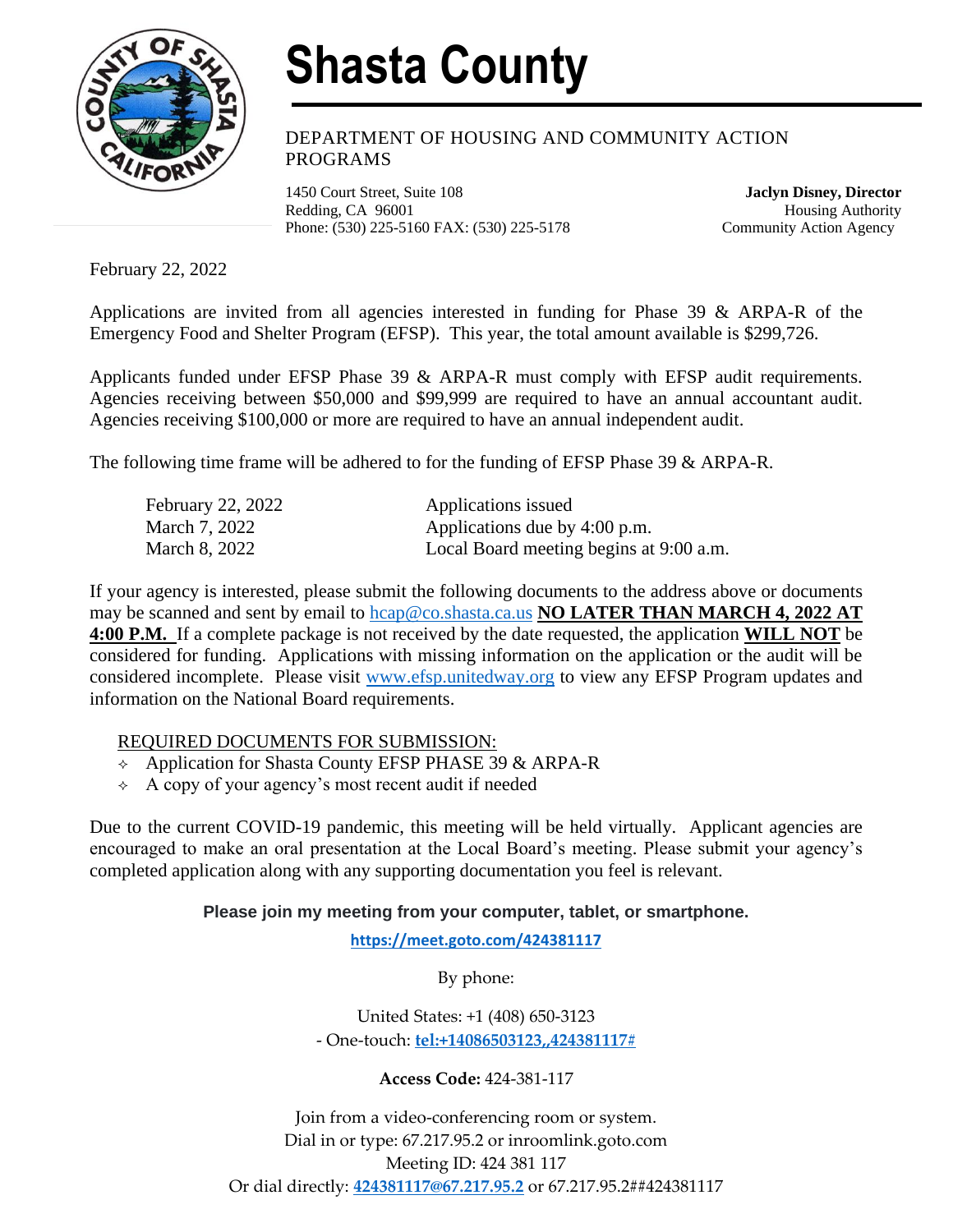# Shasta County

DEPARTMENT OF HOUSING AND COMMUNITY ACTION PROGRAMS

1450 Court Street, Suite 108
Redding, CA 96001
Phone: (530) 225-5160 FAX: (530) 225-5178

**Jaclyn Disney, Director**
Housing Authority
Community Action Agency

February 22, 2022

Applications are invited from all agencies interested in funding for Phase 39 & ARPA-R of the Emergency Food and Shelter Program (EFSP). This year, the total amount available is $299,726.

Applicants funded under EFSP Phase 39 & ARPA-R must comply with EFSP audit requirements. Agencies receiving between $50,000 and $99,999 are required to have an annual accountant audit. Agencies receiving $100,000 or more are required to have an annual independent audit.

The following time frame will be adhered to for the funding of EFSP Phase 39 & ARPA-R.

| | |
|---|---|
| February 22, 2022 | Applications issued |
| March 7, 2022 | Applications due by 4:00 p.m. |
| March 8, 2022 | Local Board meeting begins at 9:00 a.m. |

If your agency is interested, please submit the following documents to the address above or documents may be scanned and sent by email to hcap@co.shasta.ca.us **NO LATER THAN MARCH 4, 2022 AT 4:00 P.M.** If a complete package is not received by the date requested, the application **WILL NOT** be considered for funding. Applications with missing information on the application or the audit will be considered incomplete. Please visit www.efsp.unitedway.org to view any EFSP Program updates and information on the National Board requirements.

REQUIRED DOCUMENTS FOR SUBMISSION:

- Application for Shasta County EFSP PHASE 39 & ARPA-R
- A copy of your agency's most recent audit if needed

Due to the current COVID-19 pandemic, this meeting will be held virtually. Applicant agencies are encouraged to make an oral presentation at the Local Board's meeting. Please submit your agency's completed application along with any supporting documentation you feel is relevant.

**Please join my meeting from your computer, tablet, or smartphone.**

**https://meet.goto.com/424381117**

By phone:

United States: +1 (408) 650-3123
- One-touch: **tel:+14086503123,,424381117#**

**Access Code:** 424-381-117

Join from a video-conferencing room or system.
Dial in or type: 67.217.95.2 or inroomlink.goto.com
Meeting ID: 424 381 117
Or dial directly: **424381117@67.217.95.2** or 67.217.95.2##424381117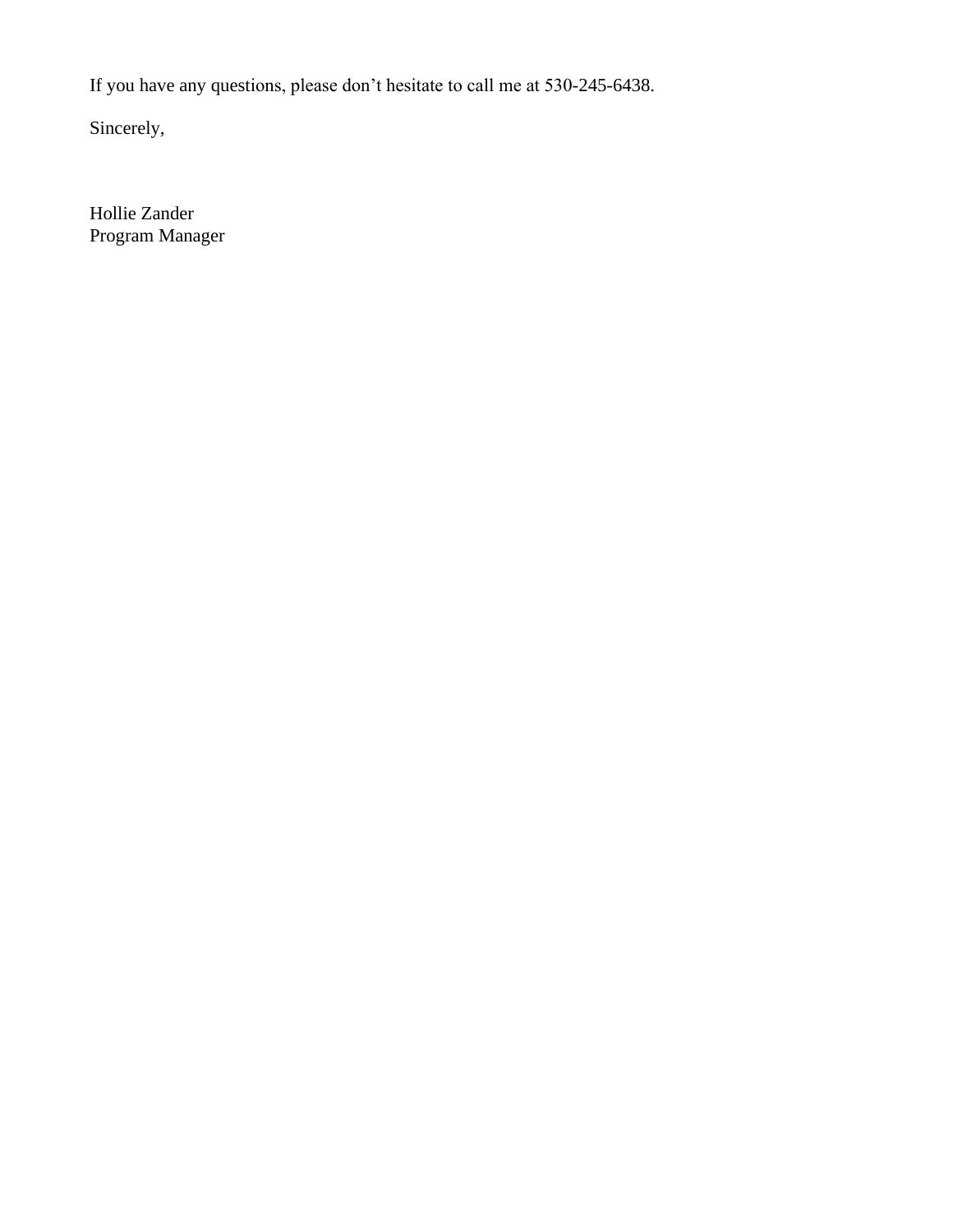If you have any questions, please don't hesitate to call me at 530-245-6438.

Sincerely,

Hollie Zander
Program Manager